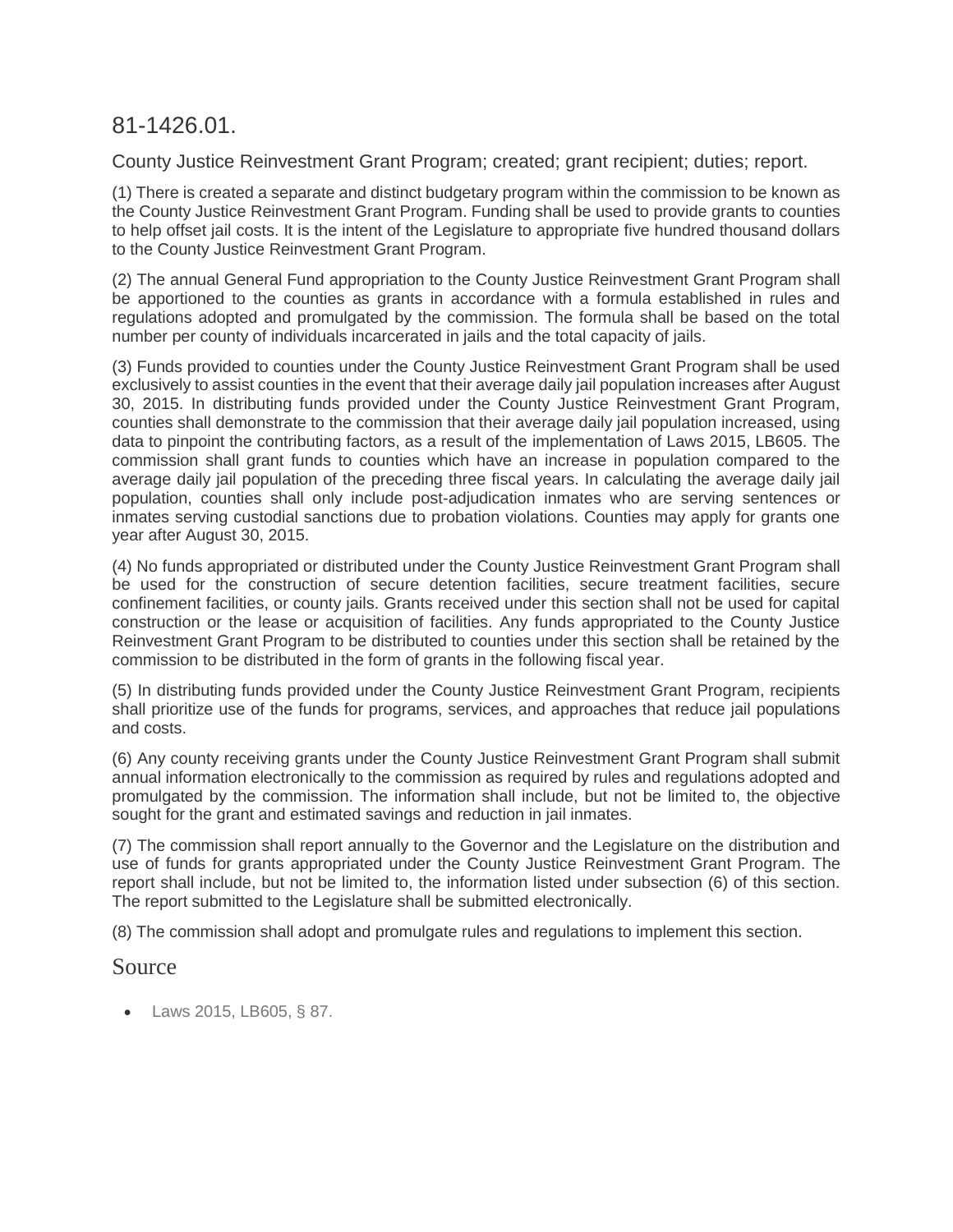# 81-1426.01.

## County Justice Reinvestment Grant Program; created; grant recipient; duties; report.

(1) There is created a separate and distinct budgetary program within the commission to be known as the County Justice Reinvestment Grant Program. Funding shall be used to provide grants to counties to help offset jail costs. It is the intent of the Legislature to appropriate five hundred thousand dollars to the County Justice Reinvestment Grant Program.

(2) The annual General Fund appropriation to the County Justice Reinvestment Grant Program shall be apportioned to the counties as grants in accordance with a formula established in rules and regulations adopted and promulgated by the commission. The formula shall be based on the total number per county of individuals incarcerated in jails and the total capacity of jails.

(3) Funds provided to counties under the County Justice Reinvestment Grant Program shall be used exclusively to assist counties in the event that their average daily jail population increases after August 30, 2015. In distributing funds provided under the County Justice Reinvestment Grant Program, counties shall demonstrate to the commission that their average daily jail population increased, using data to pinpoint the contributing factors, as a result of the implementation of Laws 2015, LB605. The commission shall grant funds to counties which have an increase in population compared to the average daily jail population of the preceding three fiscal years. In calculating the average daily jail population, counties shall only include post-adjudication inmates who are serving sentences or inmates serving custodial sanctions due to probation violations. Counties may apply for grants one year after August 30, 2015.

(4) No funds appropriated or distributed under the County Justice Reinvestment Grant Program shall be used for the construction of secure detention facilities, secure treatment facilities, secure confinement facilities, or county jails. Grants received under this section shall not be used for capital construction or the lease or acquisition of facilities. Any funds appropriated to the County Justice Reinvestment Grant Program to be distributed to counties under this section shall be retained by the commission to be distributed in the form of grants in the following fiscal year.

(5) In distributing funds provided under the County Justice Reinvestment Grant Program, recipients shall prioritize use of the funds for programs, services, and approaches that reduce jail populations and costs.

(6) Any county receiving grants under the County Justice Reinvestment Grant Program shall submit annual information electronically to the commission as required by rules and regulations adopted and promulgated by the commission. The information shall include, but not be limited to, the objective sought for the grant and estimated savings and reduction in jail inmates.

(7) The commission shall report annually to the Governor and the Legislature on the distribution and use of funds for grants appropriated under the County Justice Reinvestment Grant Program. The report shall include, but not be limited to, the information listed under subsection (6) of this section. The report submitted to the Legislature shall be submitted electronically.

(8) The commission shall adopt and promulgate rules and regulations to implement this section.

## Source

- Laws 2015, LB605, § 87.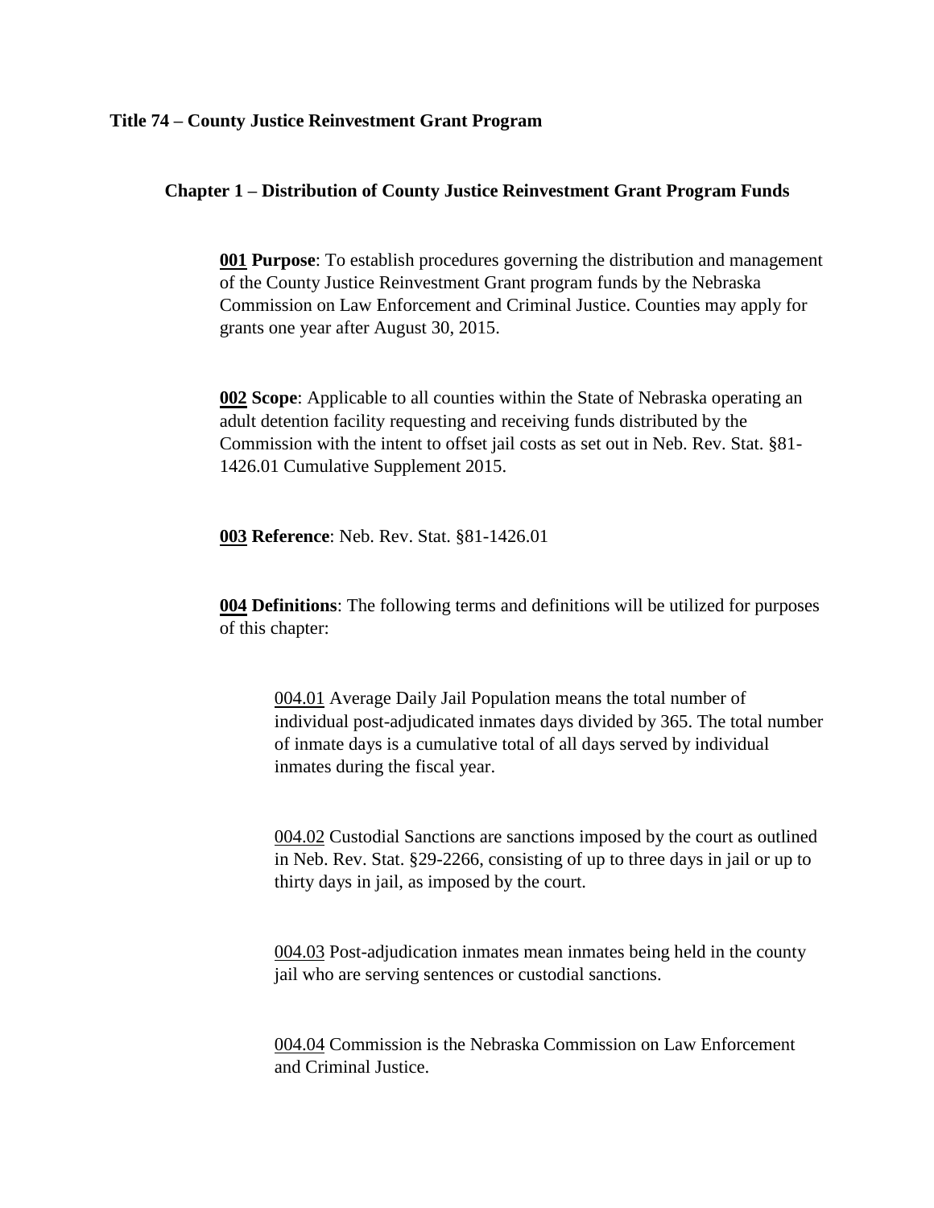**Title 74 – County Justice Reinvestment Grant Program**

**Chapter 1 – Distribution of County Justice Reinvestment Grant Program Funds**

<u>**001**</u> **Purpose**: To establish procedures governing the distribution and management of the County Justice Reinvestment Grant program funds by the Nebraska Commission on Law Enforcement and Criminal Justice. Counties may apply for grants one year after August 30, 2015.

<u>**002**</u> **Scope**: Applicable to all counties within the State of Nebraska operating an adult detention facility requesting and receiving funds distributed by the Commission with the intent to offset jail costs as set out in Neb. Rev. Stat. §81-1426.01 Cumulative Supplement 2015.

<u>**003**</u> **Reference**: Neb. Rev. Stat. §81-1426.01

<u>**004**</u> **Definitions**: The following terms and definitions will be utilized for purposes of this chapter:

<u>004.01</u> Average Daily Jail Population means the total number of individual post-adjudicated inmates days divided by 365. The total number of inmate days is a cumulative total of all days served by individual inmates during the fiscal year.

<u>004.02</u> Custodial Sanctions are sanctions imposed by the court as outlined in Neb. Rev. Stat. §29-2266, consisting of up to three days in jail or up to thirty days in jail, as imposed by the court.

<u>004.03</u> Post-adjudication inmates mean inmates being held in the county jail who are serving sentences or custodial sanctions.

<u>004.04</u> Commission is the Nebraska Commission on Law Enforcement and Criminal Justice.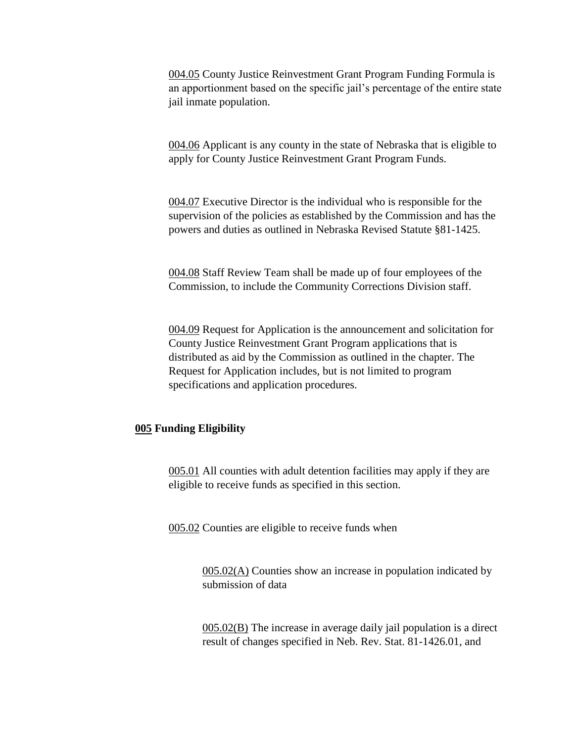<u>004.05</u> County Justice Reinvestment Grant Program Funding Formula is an apportionment based on the specific jail's percentage of the entire state jail inmate population.

<u>004.06</u> Applicant is any county in the state of Nebraska that is eligible to apply for County Justice Reinvestment Grant Program Funds.

<u>004.07</u> Executive Director is the individual who is responsible for the supervision of the policies as established by the Commission and has the powers and duties as outlined in Nebraska Revised Statute §81-1425.

<u>004.08</u> Staff Review Team shall be made up of four employees of the Commission, to include the Community Corrections Division staff.

<u>004.09</u> Request for Application is the announcement and solicitation for County Justice Reinvestment Grant Program applications that is distributed as aid by the Commission as outlined in the chapter. The Request for Application includes, but is not limited to program specifications and application procedures.

## <u>005</u> Funding Eligibility

<u>005.01</u> All counties with adult detention facilities may apply if they are eligible to receive funds as specified in this section.

<u>005.02</u> Counties are eligible to receive funds when

<u>005.02(A)</u> Counties show an increase in population indicated by submission of data

<u>005.02(B)</u> The increase in average daily jail population is a direct result of changes specified in Neb. Rev. Stat. 81-1426.01, and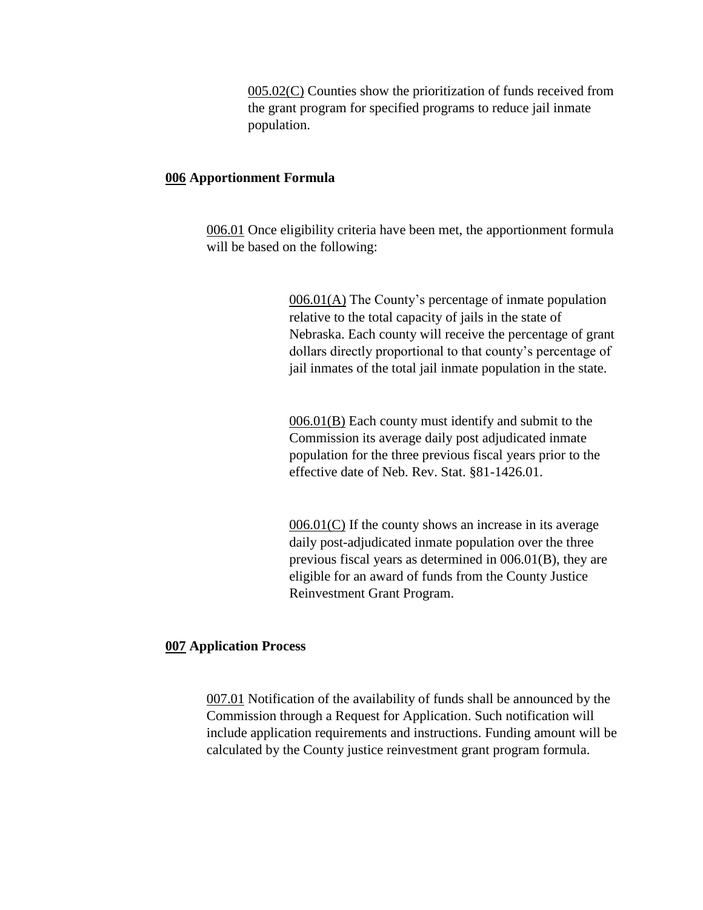005.02(C) Counties show the prioritization of funds received from the grant program for specified programs to reduce jail inmate population.

**006 Apportionment Formula**

006.01 Once eligibility criteria have been met, the apportionment formula will be based on the following:

006.01(A) The County's percentage of inmate population relative to the total capacity of jails in the state of Nebraska. Each county will receive the percentage of grant dollars directly proportional to that county's percentage of jail inmates of the total jail inmate population in the state.

006.01(B) Each county must identify and submit to the Commission its average daily post adjudicated inmate population for the three previous fiscal years prior to the effective date of Neb. Rev. Stat. §81-1426.01.

006.01(C) If the county shows an increase in its average daily post-adjudicated inmate population over the three previous fiscal years as determined in 006.01(B), they are eligible for an award of funds from the County Justice Reinvestment Grant Program.

**007 Application Process**

007.01 Notification of the availability of funds shall be announced by the Commission through a Request for Application. Such notification will include application requirements and instructions. Funding amount will be calculated by the County justice reinvestment grant program formula.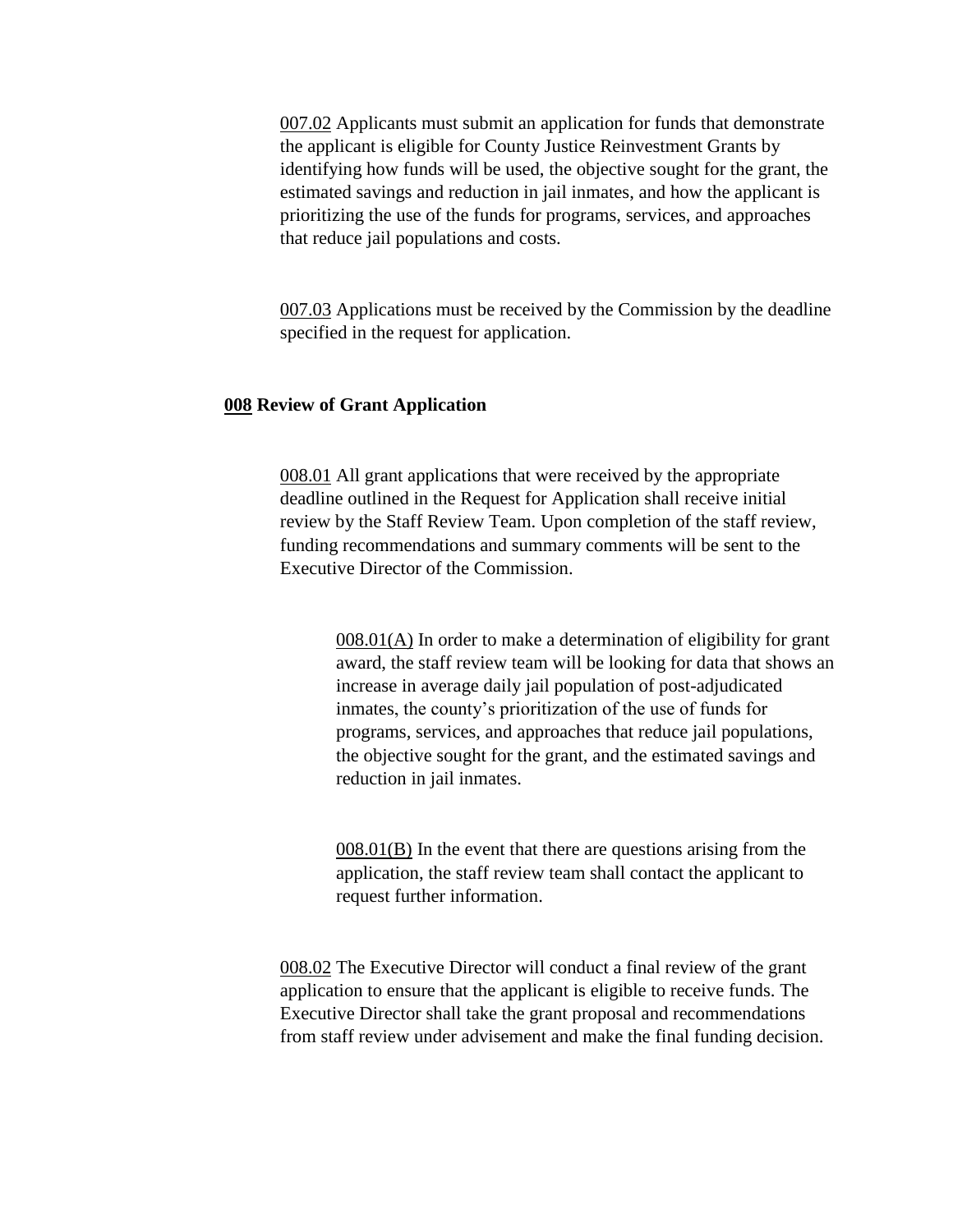007.02 Applicants must submit an application for funds that demonstrate the applicant is eligible for County Justice Reinvestment Grants by identifying how funds will be used, the objective sought for the grant, the estimated savings and reduction in jail inmates, and how the applicant is prioritizing the use of the funds for programs, services, and approaches that reduce jail populations and costs.

007.03 Applications must be received by the Commission by the deadline specified in the request for application.

## 008 Review of Grant Application

008.01 All grant applications that were received by the appropriate deadline outlined in the Request for Application shall receive initial review by the Staff Review Team. Upon completion of the staff review, funding recommendations and summary comments will be sent to the Executive Director of the Commission.

008.01(A) In order to make a determination of eligibility for grant award, the staff review team will be looking for data that shows an increase in average daily jail population of post-adjudicated inmates, the county's prioritization of the use of funds for programs, services, and approaches that reduce jail populations, the objective sought for the grant, and the estimated savings and reduction in jail inmates.

008.01(B) In the event that there are questions arising from the application, the staff review team shall contact the applicant to request further information.

008.02 The Executive Director will conduct a final review of the grant application to ensure that the applicant is eligible to receive funds. The Executive Director shall take the grant proposal and recommendations from staff review under advisement and make the final funding decision.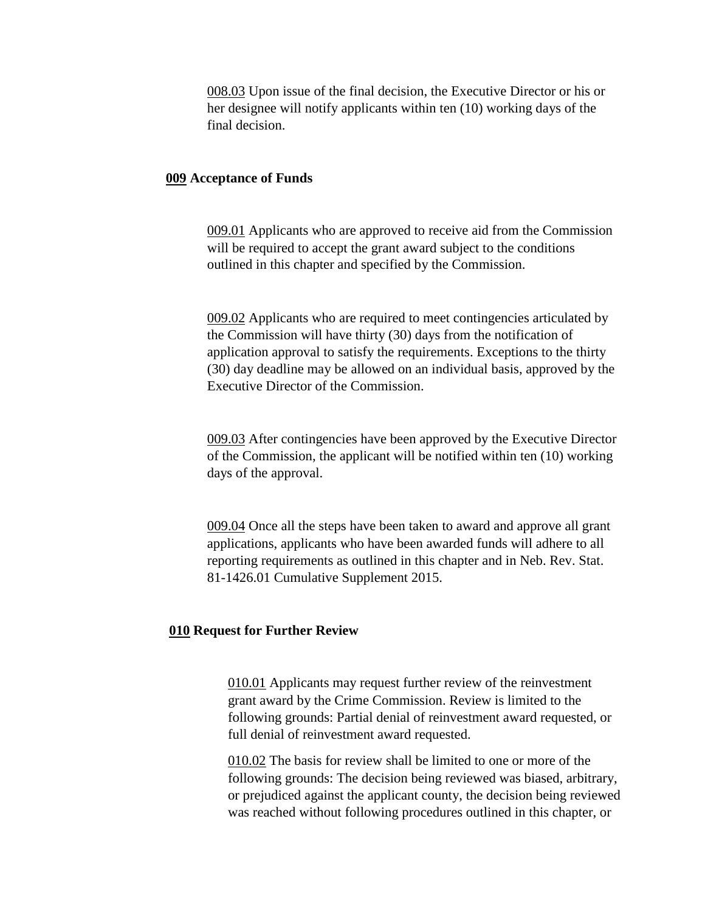<u>008.03</u> Upon issue of the final decision, the Executive Director or his or her designee will notify applicants within ten (10) working days of the final decision.

**<u>009</u> Acceptance of Funds**

<u>009.01</u> Applicants who are approved to receive aid from the Commission will be required to accept the grant award subject to the conditions outlined in this chapter and specified by the Commission.

<u>009.02</u> Applicants who are required to meet contingencies articulated by the Commission will have thirty (30) days from the notification of application approval to satisfy the requirements. Exceptions to the thirty (30) day deadline may be allowed on an individual basis, approved by the Executive Director of the Commission.

<u>009.03</u> After contingencies have been approved by the Executive Director of the Commission, the applicant will be notified within ten (10) working days of the approval.

<u>009.04</u> Once all the steps have been taken to award and approve all grant applications, applicants who have been awarded funds will adhere to all reporting requirements as outlined in this chapter and in Neb. Rev. Stat. 81-1426.01 Cumulative Supplement 2015.

**<u>010</u> Request for Further Review**

<u>010.01</u> Applicants may request further review of the reinvestment grant award by the Crime Commission. Review is limited to the following grounds: Partial denial of reinvestment award requested, or full denial of reinvestment award requested.

<u>010.02</u> The basis for review shall be limited to one or more of the following grounds: The decision being reviewed was biased, arbitrary, or prejudiced against the applicant county, the decision being reviewed was reached without following procedures outlined in this chapter, or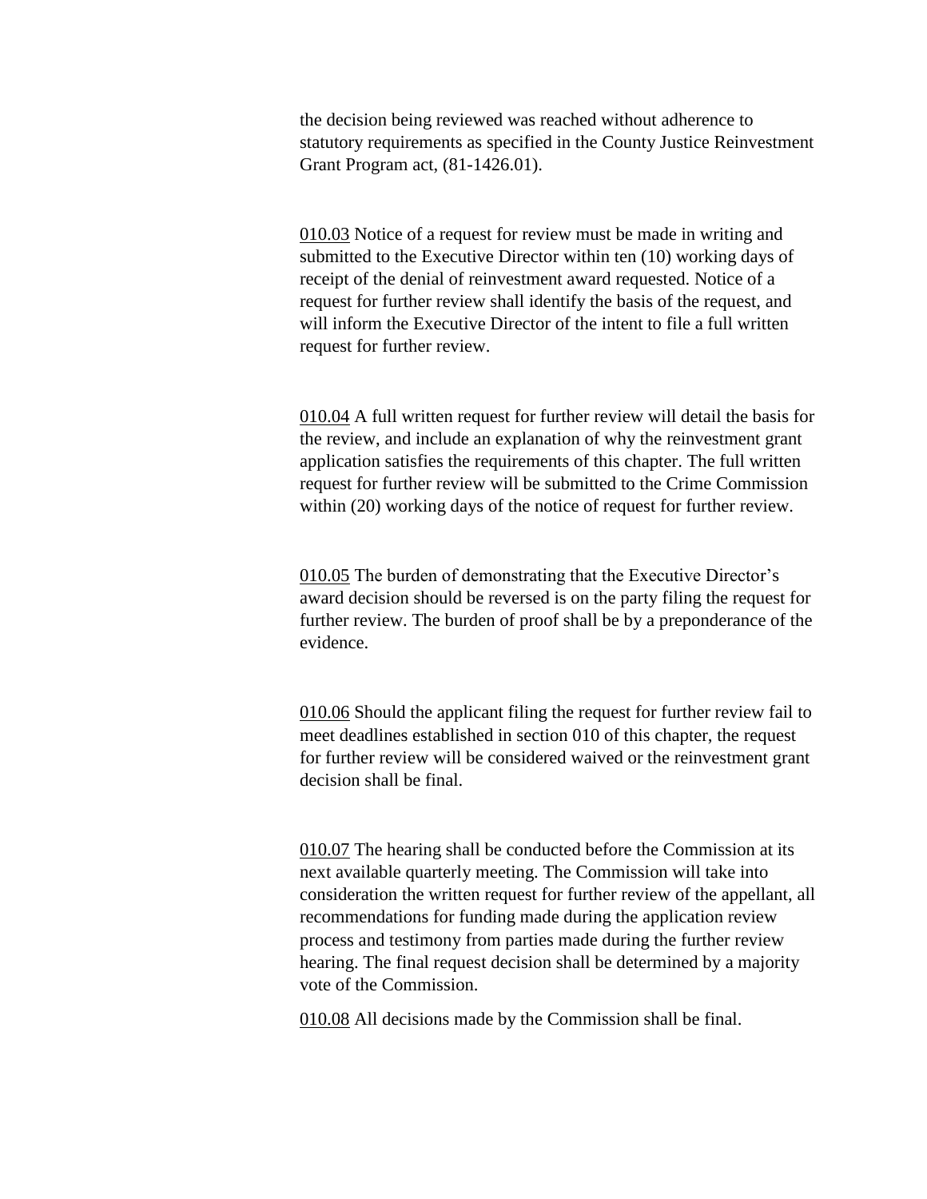the decision being reviewed was reached without adherence to statutory requirements as specified in the County Justice Reinvestment Grant Program act, (81-1426.01).

<u>010.03</u> Notice of a request for review must be made in writing and submitted to the Executive Director within ten (10) working days of receipt of the denial of reinvestment award requested. Notice of a request for further review shall identify the basis of the request, and will inform the Executive Director of the intent to file a full written request for further review.

<u>010.04</u> A full written request for further review will detail the basis for the review, and include an explanation of why the reinvestment grant application satisfies the requirements of this chapter. The full written request for further review will be submitted to the Crime Commission within (20) working days of the notice of request for further review.

<u>010.05</u> The burden of demonstrating that the Executive Director's award decision should be reversed is on the party filing the request for further review. The burden of proof shall be by a preponderance of the evidence.

<u>010.06</u> Should the applicant filing the request for further review fail to meet deadlines established in section 010 of this chapter, the request for further review will be considered waived or the reinvestment grant decision shall be final.

<u>010.07</u> The hearing shall be conducted before the Commission at its next available quarterly meeting. The Commission will take into consideration the written request for further review of the appellant, all recommendations for funding made during the application review process and testimony from parties made during the further review hearing. The final request decision shall be determined by a majority vote of the Commission.

<u>010.08</u> All decisions made by the Commission shall be final.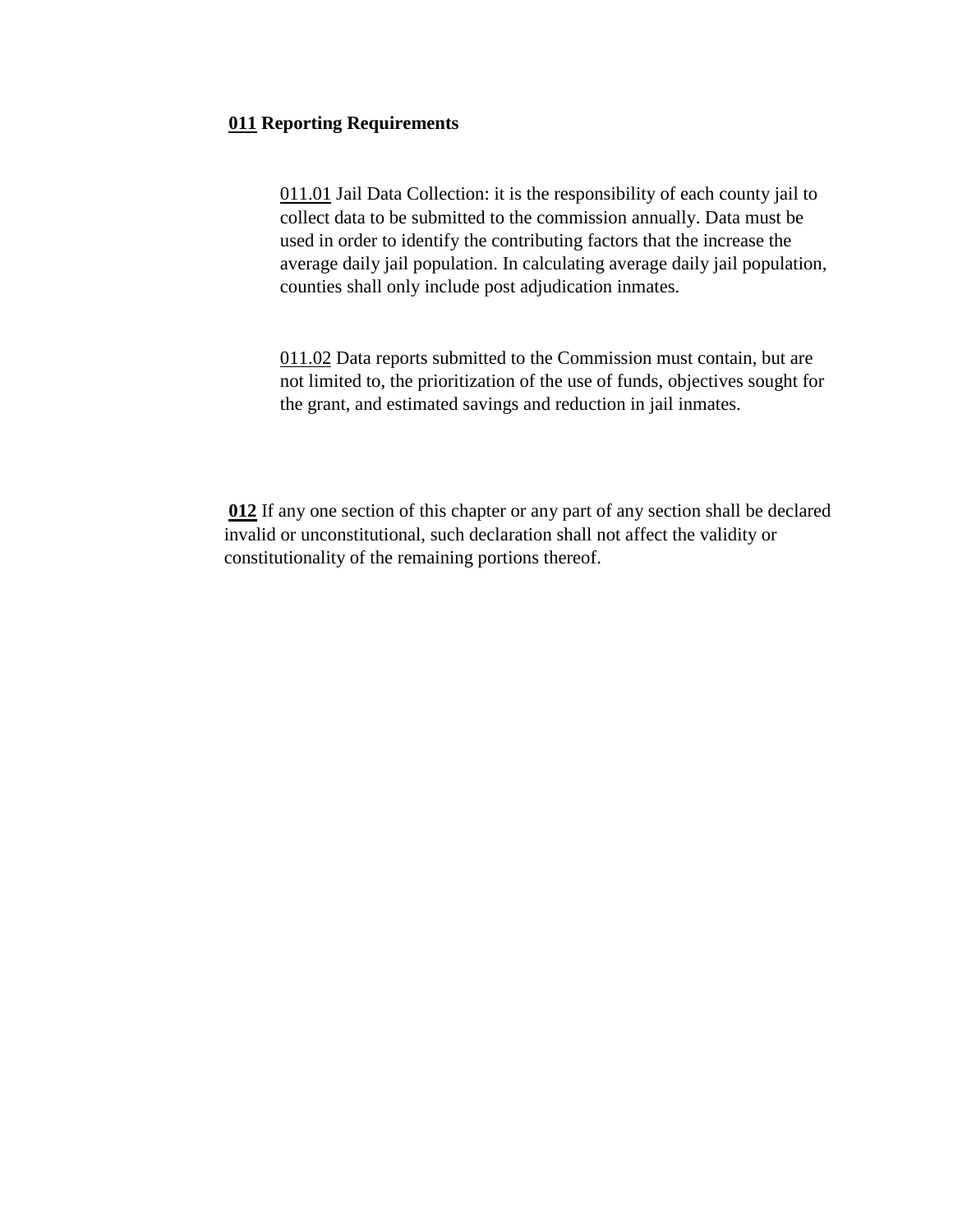**011 Reporting Requirements**

011.01 Jail Data Collection: it is the responsibility of each county jail to collect data to be submitted to the commission annually. Data must be used in order to identify the contributing factors that the increase the average daily jail population. In calculating average daily jail population, counties shall only include post adjudication inmates.

011.02 Data reports submitted to the Commission must contain, but are not limited to, the prioritization of the use of funds, objectives sought for the grant, and estimated savings and reduction in jail inmates.

**012** If any one section of this chapter or any part of any section shall be declared invalid or unconstitutional, such declaration shall not affect the validity or constitutionality of the remaining portions thereof.